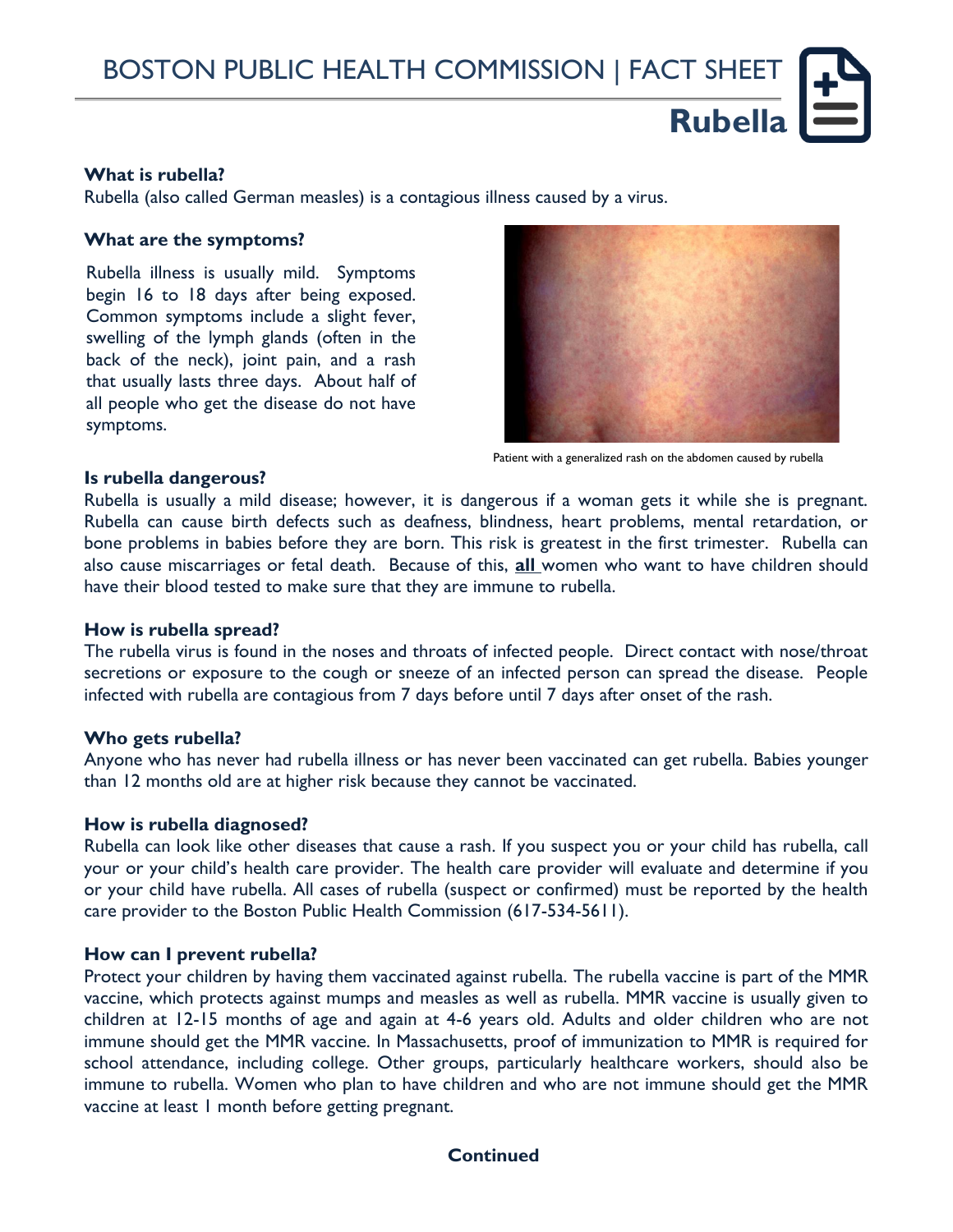BOSTON PUBLIC HEALTH COMMISSION | FACT SHEET

# Rubella

### What is rubella?

Rubella (also called German measles) is a contagious illness caused by a virus.

### What are the symptoms?

Rubella illness is usually mild. Symptoms begin 16 to 18 days after being exposed. Common symptoms include a slight fever, swelling of the lymph glands (often in the back of the neck), joint pain, and a rash that usually lasts three days. About half of all people who get the disease do not have symptoms.

Patient with a generalized rash on the abdomen caused by rubella

### Is rubella dangerous?

Rubella is usually a mild disease; however, it is dangerous if a woman gets it while she is pregnant. Rubella can cause birth defects such as deafness, blindness, heart problems, mental retardation, or bone problems in babies before they are born. This risk is greatest in the first trimester. Rubella can also cause miscarriages or fetal death. Because of this, **all** women who want to have children should have their blood tested to make sure that they are immune to rubella.

### How is rubella spread?

The rubella virus is found in the noses and throats of infected people. Direct contact with nose/throat secretions or exposure to the cough or sneeze of an infected person can spread the disease. People infected with rubella are contagious from 7 days before until 7 days after onset of the rash.

### Who gets rubella?

Anyone who has never had rubella illness or has never been vaccinated can get rubella. Babies younger than 12 months old are at higher risk because they cannot be vaccinated.

### How is rubella diagnosed?

Rubella can look like other diseases that cause a rash. If you suspect you or your child has rubella, call your or your child's health care provider. The health care provider will evaluate and determine if you or your child have rubella. All cases of rubella (suspect or confirmed) must be reported by the health care provider to the Boston Public Health Commission (617-534-5611).

### How can I prevent rubella?

Protect your children by having them vaccinated against rubella. The rubella vaccine is part of the MMR vaccine, which protects against mumps and measles as well as rubella. MMR vaccine is usually given to children at 12-15 months of age and again at 4-6 years old. Adults and older children who are not immune should get the MMR vaccine. In Massachusetts, proof of immunization to MMR is required for school attendance, including college. Other groups, particularly healthcare workers, should also be immune to rubella. Women who plan to have children and who are not immune should get the MMR vaccine at least 1 month before getting pregnant.

**Continued**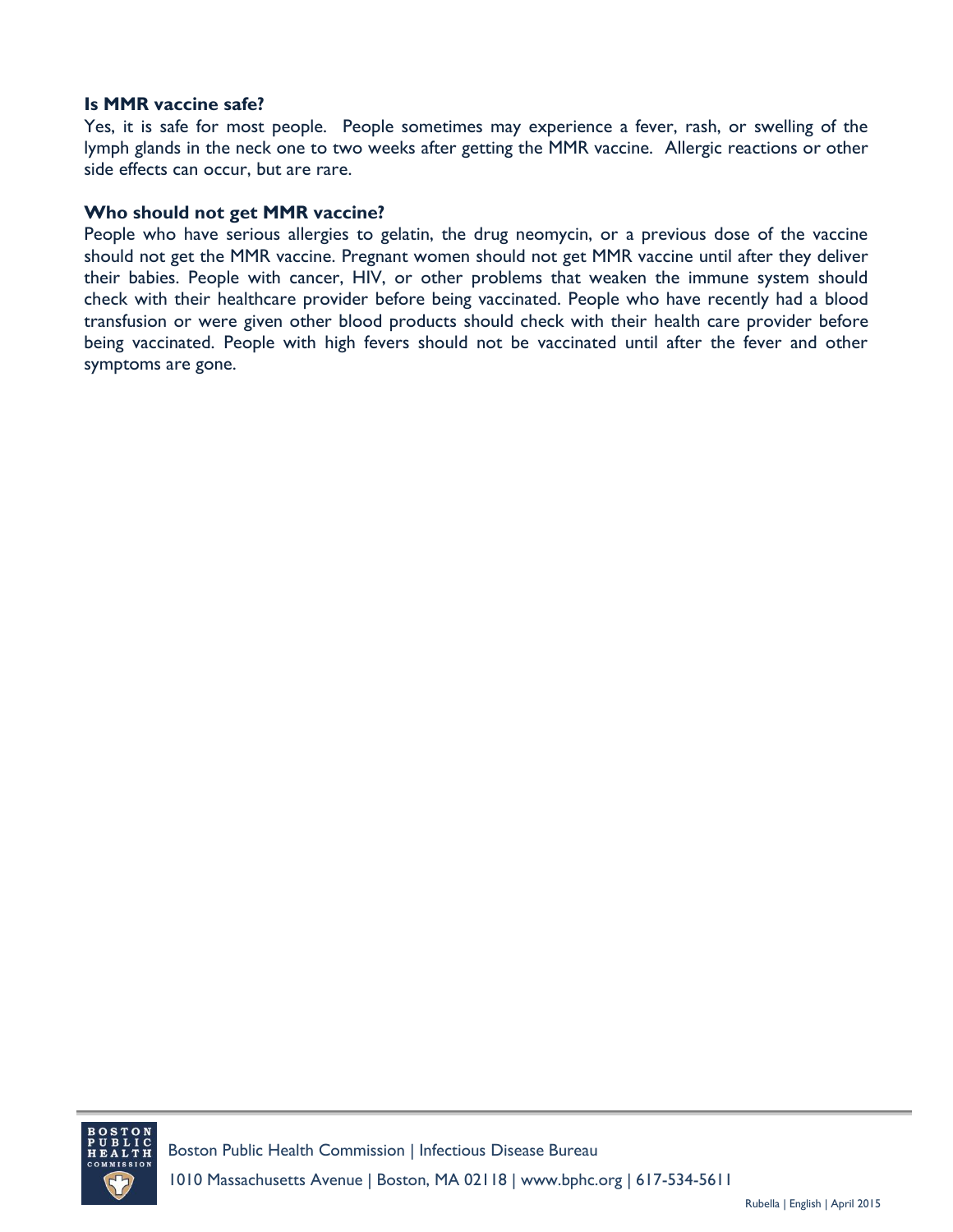**Is MMR vaccine safe?**

Yes, it is safe for most people. People sometimes may experience a fever, rash, or swelling of the lymph glands in the neck one to two weeks after getting the MMR vaccine. Allergic reactions or other side effects can occur, but are rare.

**Who should not get MMR vaccine?**

People who have serious allergies to gelatin, the drug neomycin, or a previous dose of the vaccine should not get the MMR vaccine. Pregnant women should not get MMR vaccine until after they deliver their babies. People with cancer, HIV, or other problems that weaken the immune system should check with their healthcare provider before being vaccinated. People who have recently had a blood transfusion or were given other blood products should check with their health care provider before being vaccinated. People with high fevers should not be vaccinated until after the fever and other symptoms are gone.